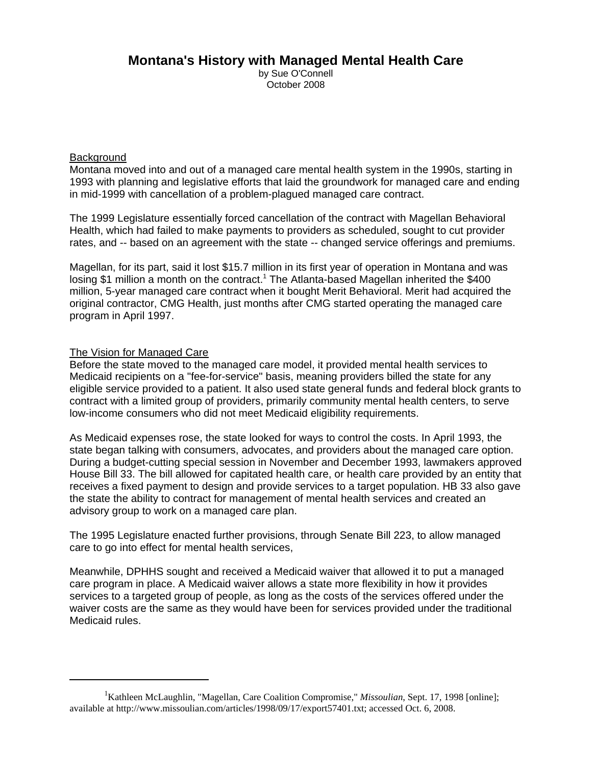# Montana's History with Managed Mental Health Care

by Sue O'Connell
October 2008

## Background

Montana moved into and out of a managed care mental health system in the 1990s, starting in 1993 with planning and legislative efforts that laid the groundwork for managed care and ending in mid-1999 with cancellation of a problem-plagued managed care contract.

The 1999 Legislature essentially forced cancellation of the contract with Magellan Behavioral Health, which had failed to make payments to providers as scheduled, sought to cut provider rates, and -- based on an agreement with the state -- changed service offerings and premiums.

Magellan, for its part, said it lost $15.7 million in its first year of operation in Montana and was losing $1 million a month on the contract.[1] The Atlanta-based Magellan inherited the $400 million, 5-year managed care contract when it bought Merit Behavioral. Merit had acquired the original contractor, CMG Health, just months after CMG started operating the managed care program in April 1997.

## The Vision for Managed Care

Before the state moved to the managed care model, it provided mental health services to Medicaid recipients on a "fee-for-service" basis, meaning providers billed the state for any eligible service provided to a patient. It also used state general funds and federal block grants to contract with a limited group of providers, primarily community mental health centers, to serve low-income consumers who did not meet Medicaid eligibility requirements.

As Medicaid expenses rose, the state looked for ways to control the costs. In April 1993, the state began talking with consumers, advocates, and providers about the managed care option. During a budget-cutting special session in November and December 1993, lawmakers approved House Bill 33. The bill allowed for capitated health care, or health care provided by an entity that receives a fixed payment to design and provide services to a target population. HB 33 also gave the state the ability to contract for management of mental health services and created an advisory group to work on a managed care plan.

The 1995 Legislature enacted further provisions, through Senate Bill 223, to allow managed care to go into effect for mental health services,

Meanwhile, DPHHS sought and received a Medicaid waiver that allowed it to put a managed care program in place. A Medicaid waiver allows a state more flexibility in how it provides services to a targeted group of people, as long as the costs of the services offered under the waiver costs are the same as they would have been for services provided under the traditional Medicaid rules.

---

[1] Kathleen McLaughlin, "Magellan, Care Coalition Compromise," *Missoulian*, Sept. 17, 1998 [online]; available at http://www.missoulian.com/articles/1998/09/17/export57401.txt; accessed Oct. 6, 2008.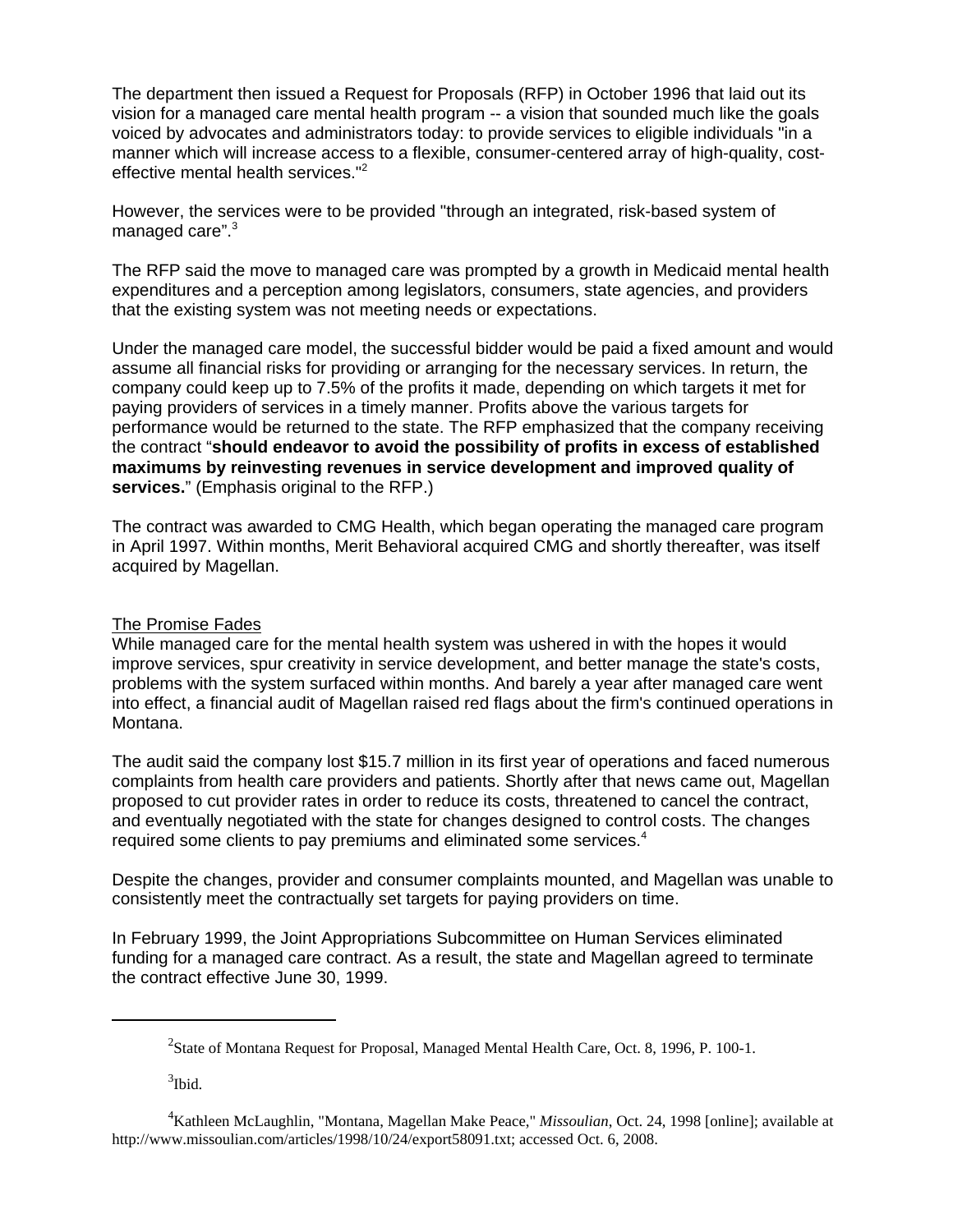The department then issued a Request for Proposals (RFP) in October 1996 that laid out its vision for a managed care mental health program -- a vision that sounded much like the goals voiced by advocates and administrators today: to provide services to eligible individuals "in a manner which will increase access to a flexible, consumer-centered array of high-quality, cost-effective mental health services."[2]

However, the services were to be provided "through an integrated, risk-based system of managed care".[3]

The RFP said the move to managed care was prompted by a growth in Medicaid mental health expenditures and a perception among legislators, consumers, state agencies, and providers that the existing system was not meeting needs or expectations.

Under the managed care model, the successful bidder would be paid a fixed amount and would assume all financial risks for providing or arranging for the necessary services. In return, the company could keep up to 7.5% of the profits it made, depending on which targets it met for paying providers of services in a timely manner. Profits above the various targets for performance would be returned to the state. The RFP emphasized that the company receiving the contract "**should endeavor to avoid the possibility of profits in excess of established maximums by reinvesting revenues in service development and improved quality of services.**" (Emphasis original to the RFP.)

The contract was awarded to CMG Health, which began operating the managed care program in April 1997. Within months, Merit Behavioral acquired CMG and shortly thereafter, was itself acquired by Magellan.

## The Promise Fades

While managed care for the mental health system was ushered in with the hopes it would improve services, spur creativity in service development, and better manage the state's costs, problems with the system surfaced within months. And barely a year after managed care went into effect, a financial audit of Magellan raised red flags about the firm's continued operations in Montana.

The audit said the company lost $15.7 million in its first year of operations and faced numerous complaints from health care providers and patients. Shortly after that news came out, Magellan proposed to cut provider rates in order to reduce its costs, threatened to cancel the contract, and eventually negotiated with the state for changes designed to control costs. The changes required some clients to pay premiums and eliminated some services.[4]

Despite the changes, provider and consumer complaints mounted, and Magellan was unable to consistently meet the contractually set targets for paying providers on time.

In February 1999, the Joint Appropriations Subcommittee on Human Services eliminated funding for a managed care contract. As a result, the state and Magellan agreed to terminate the contract effective June 30, 1999.

---

[2] State of Montana Request for Proposal, Managed Mental Health Care, Oct. 8, 1996, P. 100-1.

[3] Ibid.

[4] Kathleen McLaughlin, "Montana, Magellan Make Peace," *Missoulian*, Oct. 24, 1998 [online]; available at http://www.missoulian.com/articles/1998/10/24/export58091.txt; accessed Oct. 6, 2008.